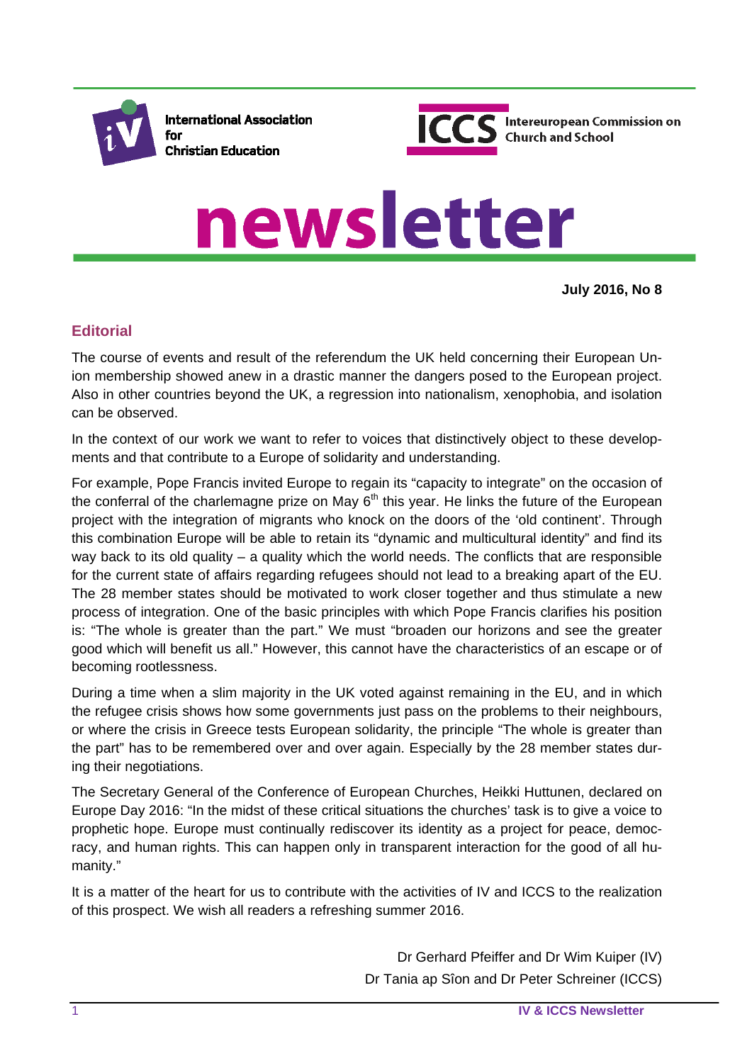International Association for Christian Education

ICCS Intereuropean Commission on Church and School

# newsletter

**July 2016, No 8**

## Editorial

The course of events and result of the referendum the UK held concerning their European Union membership showed anew in a drastic manner the dangers posed to the European project. Also in other countries beyond the UK, a regression into nationalism, xenophobia, and isolation can be observed.

In the context of our work we want to refer to voices that distinctively object to these developments and that contribute to a Europe of solidarity and understanding.

For example, Pope Francis invited Europe to regain its "capacity to integrate" on the occasion of the conferral of the charlemagne prize on May 6th this year. He links the future of the European project with the integration of migrants who knock on the doors of the 'old continent'. Through this combination Europe will be able to retain its "dynamic and multicultural identity" and find its way back to its old quality – a quality which the world needs. The conflicts that are responsible for the current state of affairs regarding refugees should not lead to a breaking apart of the EU. The 28 member states should be motivated to work closer together and thus stimulate a new process of integration. One of the basic principles with which Pope Francis clarifies his position is: "The whole is greater than the part." We must "broaden our horizons and see the greater good which will benefit us all." However, this cannot have the characteristics of an escape or of becoming rootlessness.

During a time when a slim majority in the UK voted against remaining in the EU, and in which the refugee crisis shows how some governments just pass on the problems to their neighbours, or where the crisis in Greece tests European solidarity, the principle "The whole is greater than the part" has to be remembered over and over again. Especially by the 28 member states during their negotiations.

The Secretary General of the Conference of European Churches, Heikki Huttunen, declared on Europe Day 2016: "In the midst of these critical situations the churches' task is to give a voice to prophetic hope. Europe must continually rediscover its identity as a project for peace, democracy, and human rights. This can happen only in transparent interaction for the good of all humanity."

It is a matter of the heart for us to contribute with the activities of IV and ICCS to the realization of this prospect. We wish all readers a refreshing summer 2016.

Dr Gerhard Pfeiffer and Dr Wim Kuiper (IV)
Dr Tania ap Sîon and Dr Peter Schreiner (ICCS)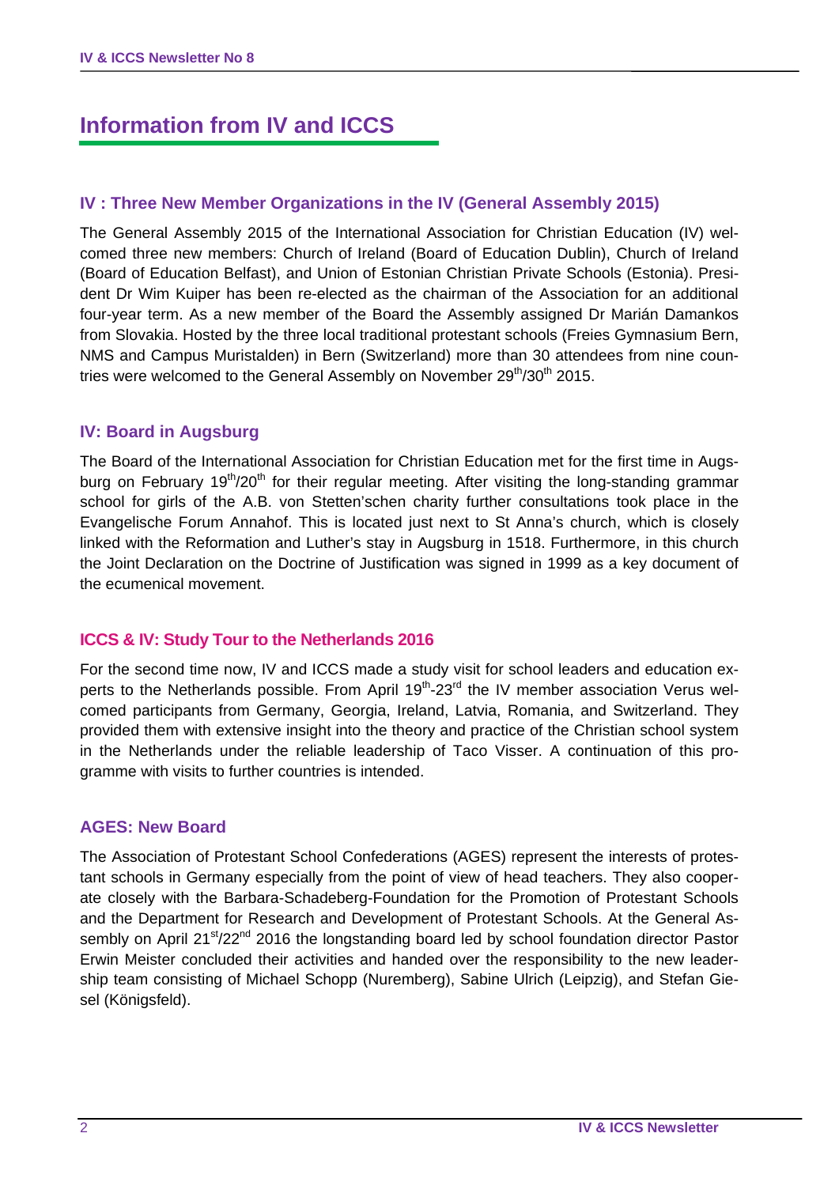# Information from IV and ICCS

## IV : Three New Member Organizations in the IV (General Assembly 2015)

The General Assembly 2015 of the International Association for Christian Education (IV) welcomed three new members: Church of Ireland (Board of Education Dublin), Church of Ireland (Board of Education Belfast), and Union of Estonian Christian Private Schools (Estonia). President Dr Wim Kuiper has been re-elected as the chairman of the Association for an additional four-year term. As a new member of the Board the Assembly assigned Dr Marián Damankos from Slovakia. Hosted by the three local traditional protestant schools (Freies Gymnasium Bern, NMS and Campus Muristalden) in Bern (Switzerland) more than 30 attendees from nine countries were welcomed to the General Assembly on November 29th/30th 2015.

## IV: Board in Augsburg

The Board of the International Association for Christian Education met for the first time in Augsburg on February 19th/20th for their regular meeting. After visiting the long-standing grammar school for girls of the A.B. von Stetten'schen charity further consultations took place in the Evangelische Forum Annahof. This is located just next to St Anna's church, which is closely linked with the Reformation and Luther's stay in Augsburg in 1518. Furthermore, in this church the Joint Declaration on the Doctrine of Justification was signed in 1999 as a key document of the ecumenical movement.

## ICCS & IV: Study Tour to the Netherlands 2016

For the second time now, IV and ICCS made a study visit for school leaders and education experts to the Netherlands possible. From April 19th-23rd the IV member association Verus welcomed participants from Germany, Georgia, Ireland, Latvia, Romania, and Switzerland. They provided them with extensive insight into the theory and practice of the Christian school system in the Netherlands under the reliable leadership of Taco Visser. A continuation of this programme with visits to further countries is intended.

## AGES: New Board

The Association of Protestant School Confederations (AGES) represent the interests of protestant schools in Germany especially from the point of view of head teachers. They also cooperate closely with the Barbara-Schadeberg-Foundation for the Promotion of Protestant Schools and the Department for Research and Development of Protestant Schools. At the General Assembly on April 21st/22nd 2016 the longstanding board led by school foundation director Pastor Erwin Meister concluded their activities and handed over the responsibility to the new leadership team consisting of Michael Schopp (Nuremberg), Sabine Ulrich (Leipzig), and Stefan Giesel (Königsfeld).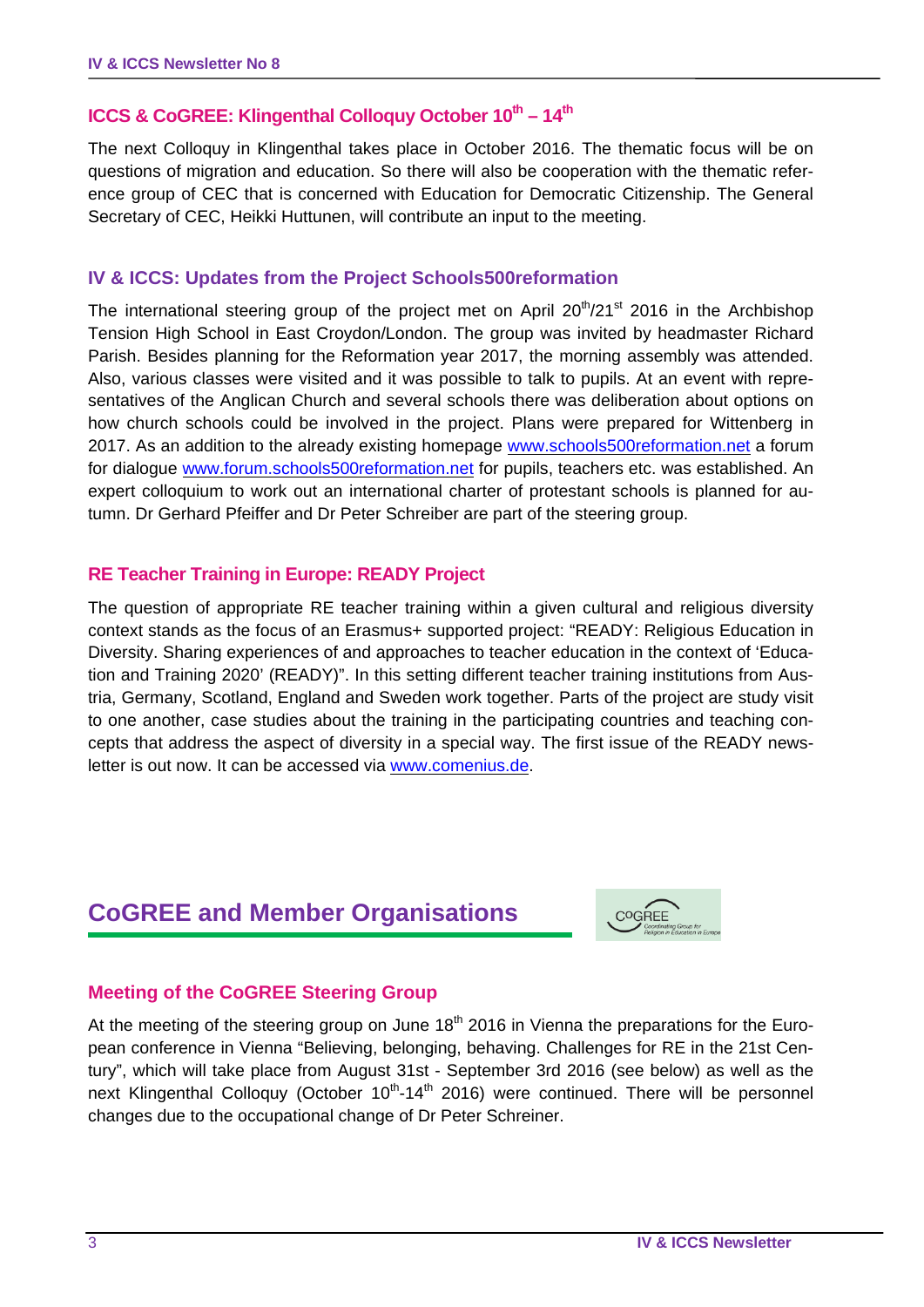## ICCS & CoGREE: Klingenthal Colloquy October 10th – 14th

The next Colloquy in Klingenthal takes place in October 2016. The thematic focus will be on questions of migration and education. So there will also be cooperation with the thematic reference group of CEC that is concerned with Education for Democratic Citizenship. The General Secretary of CEC, Heikki Huttunen, will contribute an input to the meeting.

## IV & ICCS: Updates from the Project Schools500reformation

The international steering group of the project met on April 20th/21st 2016 in the Archbishop Tension High School in East Croydon/London. The group was invited by headmaster Richard Parish. Besides planning for the Reformation year 2017, the morning assembly was attended. Also, various classes were visited and it was possible to talk to pupils. At an event with representatives of the Anglican Church and several schools there was deliberation about options on how church schools could be involved in the project. Plans were prepared for Wittenberg in 2017. As an addition to the already existing homepage www.schools500reformation.net a forum for dialogue www.forum.schools500reformation.net for pupils, teachers etc. was established. An expert colloquium to work out an international charter of protestant schools is planned for autumn. Dr Gerhard Pfeiffer and Dr Peter Schreiber are part of the steering group.

## RE Teacher Training in Europe: READY Project

The question of appropriate RE teacher training within a given cultural and religious diversity context stands as the focus of an Erasmus+ supported project: "READY: Religious Education in Diversity. Sharing experiences of and approaches to teacher education in the context of 'Education and Training 2020' (READY)". In this setting different teacher training institutions from Austria, Germany, Scotland, England and Sweden work together. Parts of the project are study visit to one another, case studies about the training in the participating countries and teaching concepts that address the aspect of diversity in a special way. The first issue of the READY newsletter is out now. It can be accessed via www.comenius.de.

# CoGREE and Member Organisations

## Meeting of the CoGREE Steering Group

At the meeting of the steering group on June 18th 2016 in Vienna the preparations for the European conference in Vienna "Believing, belonging, behaving. Challenges for RE in the 21st Century", which will take place from August 31st - September 3rd 2016 (see below) as well as the next Klingenthal Colloquy (October 10th-14th 2016) were continued. There will be personnel changes due to the occupational change of Dr Peter Schreiner.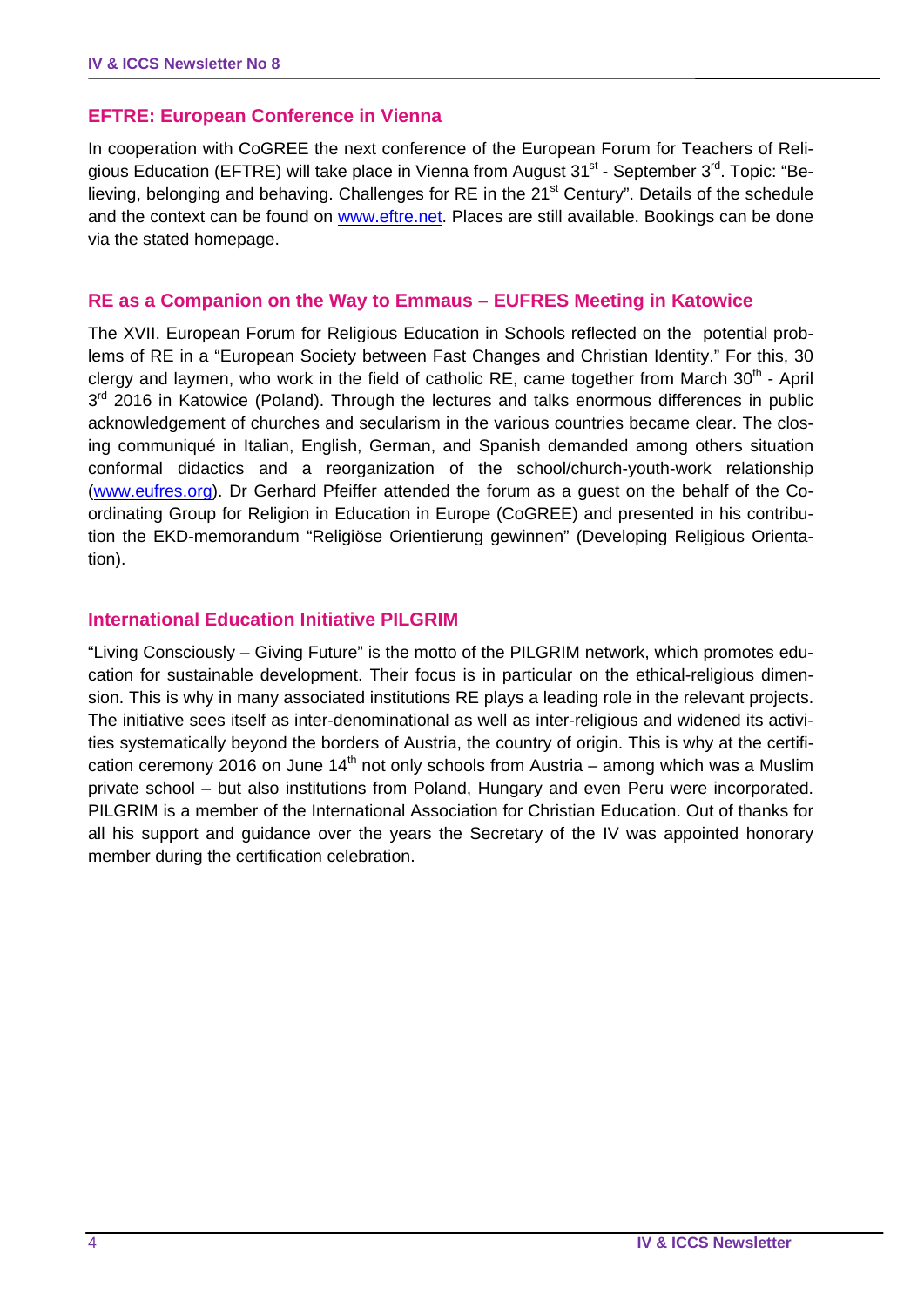## EFTRE: European Conference in Vienna

In cooperation with CoGREE the next conference of the European Forum for Teachers of Religious Education (EFTRE) will take place in Vienna from August 31st - September 3rd. Topic: "Believing, belonging and behaving. Challenges for RE in the 21st Century". Details of the schedule and the context can be found on www.eftre.net. Places are still available. Bookings can be done via the stated homepage.

## RE as a Companion on the Way to Emmaus – EUFRES Meeting in Katowice

The XVII. European Forum for Religious Education in Schools reflected on the potential problems of RE in a "European Society between Fast Changes and Christian Identity." For this, 30 clergy and laymen, who work in the field of catholic RE, came together from March 30th - April 3rd 2016 in Katowice (Poland). Through the lectures and talks enormous differences in public acknowledgement of churches and secularism in the various countries became clear. The closing communiqué in Italian, English, German, and Spanish demanded among others situation conformal didactics and a reorganization of the school/church-youth-work relationship (www.eufres.org). Dr Gerhard Pfeiffer attended the forum as a guest on the behalf of the Coordinating Group for Religion in Education in Europe (CoGREE) and presented in his contribution the EKD-memorandum "Religiöse Orientierung gewinnen" (Developing Religious Orientation).

## International Education Initiative PILGRIM

"Living Consciously – Giving Future" is the motto of the PILGRIM network, which promotes education for sustainable development. Their focus is in particular on the ethical-religious dimension. This is why in many associated institutions RE plays a leading role in the relevant projects. The initiative sees itself as inter-denominational as well as inter-religious and widened its activities systematically beyond the borders of Austria, the country of origin. This is why at the certification ceremony 2016 on June 14th not only schools from Austria – among which was a Muslim private school – but also institutions from Poland, Hungary and even Peru were incorporated. PILGRIM is a member of the International Association for Christian Education. Out of thanks for all his support and guidance over the years the Secretary of the IV was appointed honorary member during the certification celebration.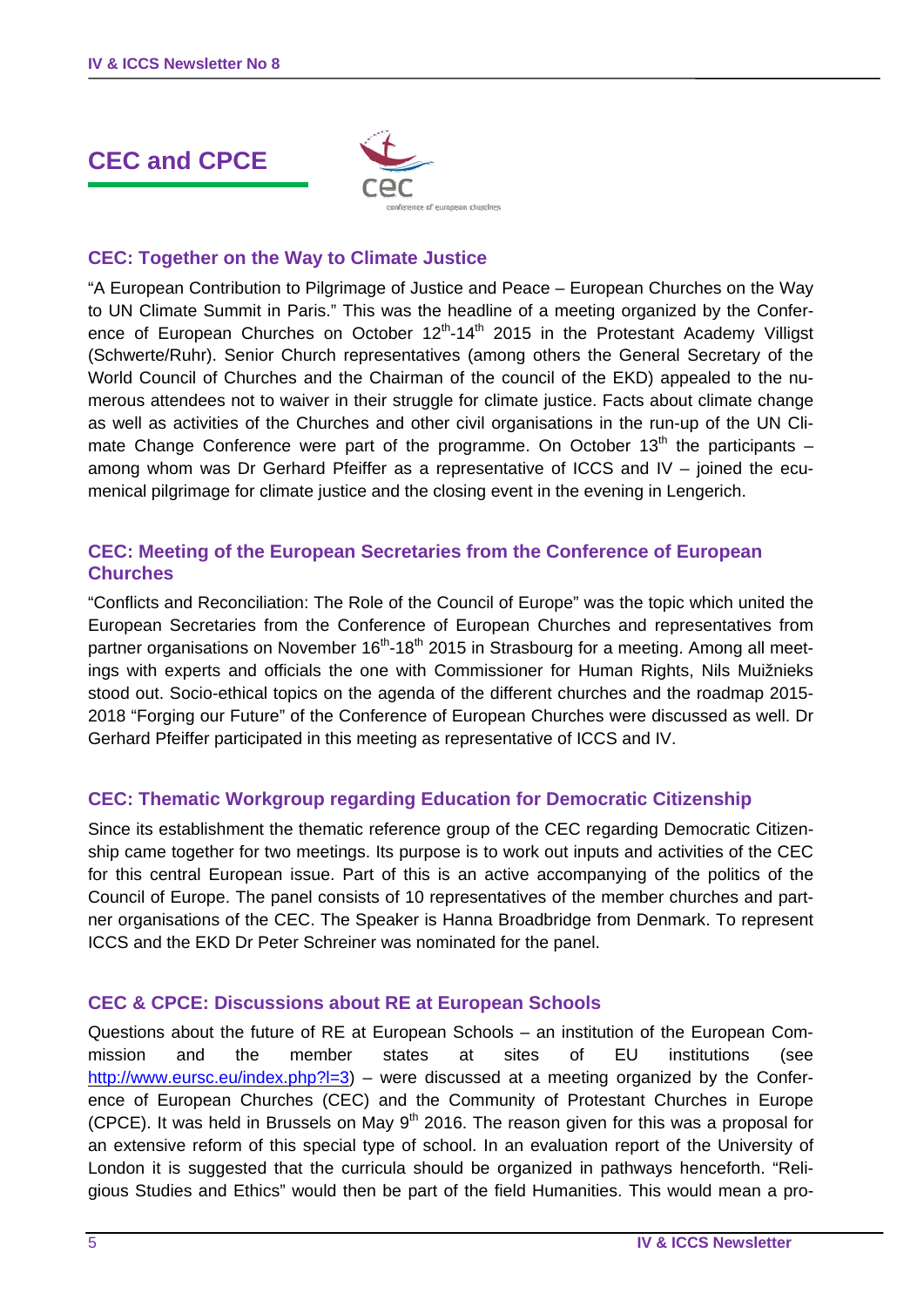# CEC and CPCE

## CEC: Together on the Way to Climate Justice

"A European Contribution to Pilgrimage of Justice and Peace – European Churches on the Way to UN Climate Summit in Paris." This was the headline of a meeting organized by the Conference of European Churches on October 12th-14th 2015 in the Protestant Academy Villigst (Schwerte/Ruhr). Senior Church representatives (among others the General Secretary of the World Council of Churches and the Chairman of the council of the EKD) appealed to the numerous attendees not to waiver in their struggle for climate justice. Facts about climate change as well as activities of the Churches and other civil organisations in the run-up of the UN Climate Change Conference were part of the programme. On October 13th the participants – among whom was Dr Gerhard Pfeiffer as a representative of ICCS and IV – joined the ecumenical pilgrimage for climate justice and the closing event in the evening in Lengerich.

## CEC: Meeting of the European Secretaries from the Conference of European Churches

"Conflicts and Reconciliation: The Role of the Council of Europe" was the topic which united the European Secretaries from the Conference of European Churches and representatives from partner organisations on November 16th-18th 2015 in Strasbourg for a meeting. Among all meetings with experts and officials the one with Commissioner for Human Rights, Nils Muižnieks stood out. Socio-ethical topics on the agenda of the different churches and the roadmap 2015-2018 "Forging our Future" of the Conference of European Churches were discussed as well. Dr Gerhard Pfeiffer participated in this meeting as representative of ICCS and IV.

## CEC: Thematic Workgroup regarding Education for Democratic Citizenship

Since its establishment the thematic reference group of the CEC regarding Democratic Citizenship came together for two meetings. Its purpose is to work out inputs and activities of the CEC for this central European issue. Part of this is an active accompanying of the politics of the Council of Europe. The panel consists of 10 representatives of the member churches and partner organisations of the CEC. The Speaker is Hanna Broadbridge from Denmark. To represent ICCS and the EKD Dr Peter Schreiner was nominated for the panel.

## CEC & CPCE: Discussions about RE at European Schools

Questions about the future of RE at European Schools – an institution of the European Commission and the member states at sites of EU institutions (see http://www.eursc.eu/index.php?l=3) – were discussed at a meeting organized by the Conference of European Churches (CEC) and the Community of Protestant Churches in Europe (CPCE). It was held in Brussels on May 9th 2016. The reason given for this was a proposal for an extensive reform of this special type of school. In an evaluation report of the University of London it is suggested that the curricula should be organized in pathways henceforth. "Religious Studies and Ethics" would then be part of the field Humanities. This would mean a pro-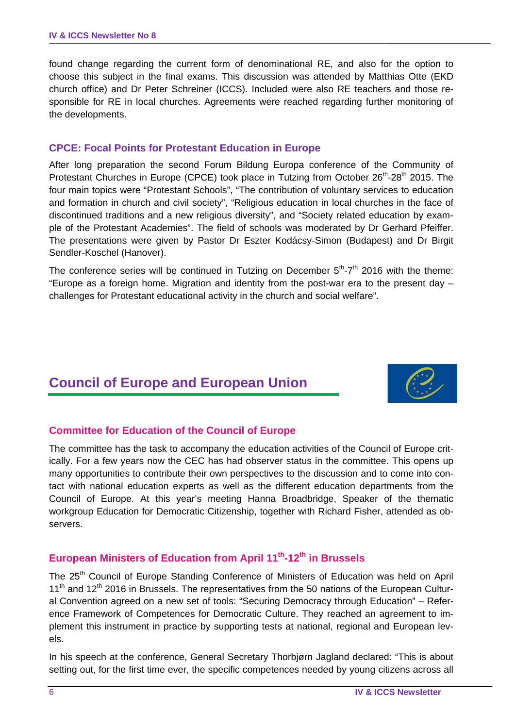found change regarding the current form of denominational RE, and also for the option to choose this subject in the final exams. This discussion was attended by Matthias Otte (EKD church office) and Dr Peter Schreiner (ICCS). Included were also RE teachers and those responsible for RE in local churches. Agreements were reached regarding further monitoring of the developments.

### CPCE: Focal Points for Protestant Education in Europe

After long preparation the second Forum Bildung Europa conference of the Community of Protestant Churches in Europe (CPCE) took place in Tutzing from October 26th-28th 2015. The four main topics were "Protestant Schools", "The contribution of voluntary services to education and formation in church and civil society", "Religious education in local churches in the face of discontinued traditions and a new religious diversity", and "Society related education by example of the Protestant Academies". The field of schools was moderated by Dr Gerhard Pfeiffer. The presentations were given by Pastor Dr Eszter Kodácsy-Simon (Budapest) and Dr Birgit Sendler-Koschel (Hanover).

The conference series will be continued in Tutzing on December 5th-7th 2016 with the theme: "Europe as a foreign home. Migration and identity from the post-war era to the present day – challenges for Protestant educational activity in the church and social welfare".

## Council of Europe and European Union

### Committee for Education of the Council of Europe

The committee has the task to accompany the education activities of the Council of Europe critically. For a few years now the CEC has had observer status in the committee. This opens up many opportunities to contribute their own perspectives to the discussion and to come into contact with national education experts as well as the different education departments from the Council of Europe. At this year's meeting Hanna Broadbridge, Speaker of the thematic workgroup Education for Democratic Citizenship, together with Richard Fisher, attended as observers.

### European Ministers of Education from April 11th-12th in Brussels

The 25th Council of Europe Standing Conference of Ministers of Education was held on April 11th and 12th 2016 in Brussels. The representatives from the 50 nations of the European Cultural Convention agreed on a new set of tools: "Securing Democracy through Education" – Reference Framework of Competences for Democratic Culture. They reached an agreement to implement this instrument in practice by supporting tests at national, regional and European levels.

In his speech at the conference, General Secretary Thorbjørn Jagland declared: "This is about setting out, for the first time ever, the specific competences needed by young citizens across all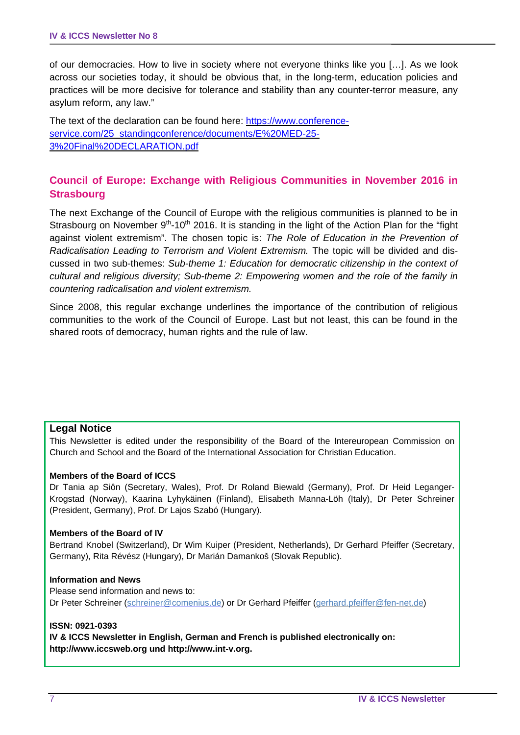of our democracies. How to live in society where not everyone thinks like you […]. As we look across our societies today, it should be obvious that, in the long-term, education policies and practices will be more decisive for tolerance and stability than any counter-terror measure, any asylum reform, any law."

The text of the declaration can be found here: https://www.conference-service.com/25_standingconference/documents/E%20MED-25-3%20Final%20DECLARATION.pdf

## Council of Europe: Exchange with Religious Communities in November 2016 in Strasbourg

The next Exchange of the Council of Europe with the religious communities is planned to be in Strasbourg on November 9th-10th 2016. It is standing in the light of the Action Plan for the "fight against violent extremism". The chosen topic is: *The Role of Education in the Prevention of Radicalisation Leading to Terrorism and Violent Extremism.* The topic will be divided and discussed in two sub-themes: *Sub-theme 1: Education for democratic citizenship in the context of cultural and religious diversity; Sub-theme 2: Empowering women and the role of the family in countering radicalisation and violent extremism.*

Since 2008, this regular exchange underlines the importance of the contribution of religious communities to the work of the Council of Europe. Last but not least, this can be found in the shared roots of democracy, human rights and the rule of law.

## Legal Notice

This Newsletter is edited under the responsibility of the Board of the Intereuropean Commission on Church and School and the Board of the International Association for Christian Education.

**Members of the Board of ICCS**
Dr Tania ap Siôn (Secretary, Wales), Prof. Dr Roland Biewald (Germany), Prof. Dr Heid Leganger-Krogstad (Norway), Kaarina Lyhykäinen (Finland), Elisabeth Manna-Löh (Italy), Dr Peter Schreiner (President, Germany), Prof. Dr Lajos Szabó (Hungary).

**Members of the Board of IV**
Bertrand Knobel (Switzerland), Dr Wim Kuiper (President, Netherlands), Dr Gerhard Pfeiffer (Secretary, Germany), Rita Révész (Hungary), Dr Marián Damankoš (Slovak Republic).

**Information and News**
Please send information and news to:
Dr Peter Schreiner (schreiner@comenius.de) or Dr Gerhard Pfeiffer (gerhard.pfeiffer@fen-net.de)

**ISSN: 0921-0393**
**IV & ICCS Newsletter in English, German and French is published electronically on: http://www.iccsweb.org und http://www.int-v.org.**